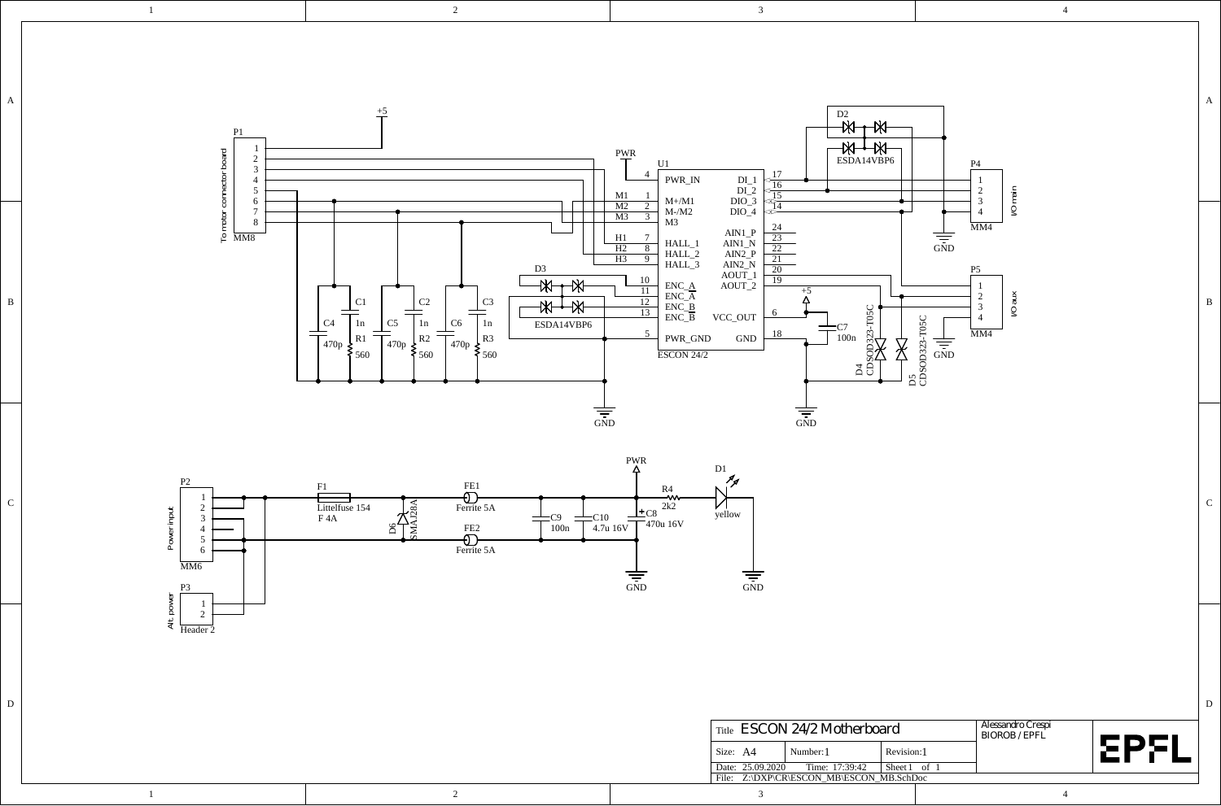# ESCON 24/2 Motherboard

**P1** (MM8) — To motor connector board: pins 1–8

**U1** — ESCON 24/2

| Pin | Name | Pin | Name |
|---|---|---|---|
| 4 | PWR_IN | 17 | DI_1 |
| 1 | M+/M1 | 16 | DI_2 |
| 2 | M-/M2 | 15 | DIO_3 |
| 3 | M3 | 14 | DIO_4 |
| 7 | HALL_1 | 24 | AIN1_P |
| 8 | HALL_2 | 23 | AIN1_N |
| 9 | HALL_3 | 22 | AIN2_P |
| 10 | ENC_A | 21 | AIN2_N |
| 11 | $\overline{ENC\_A}$ | 20 | AOUT_1 |
| 12 | ENC_B | 19 | AOUT_2 |
| 13 | $\overline{ENC\_B}$ | 6 | VCC_OUT |
| 5 | PWR_GND | 18 | GND |

Net labels: +5, PWR, M1, M2, M3, H1, H2, H3, GND

Components:
- C1, C2, C3: 1n
- C4, C5, C6: 470p
- R1, R2, R3: 560
- C7: 100n
- D2, D3: ESDA14VBP6
- D4, D5: CDSOD323-T05C
- P4 (MM4) — I/O main: pins 1–4
- P5 (MM4) — I/O aux: pins 1–4

**P2** (MM6) — Power input: pins 1–6

**P3** (Header 2) — Alt. power: pins 1–2

- F1: Littelfuse 154, F 4A
- D6: SMAJ28A
- FE1: Ferrite 5A
- FE2: Ferrite 5A
- C9: 100n
- C10: 4.7u 16V
- C8: 470u 16V
- R4: 2k2
- D1: yellow

| Title | ESCON 24/2 Motherboard | | Alessandro Crespi BIOROB / EPFL |
|---|---|---|---|
| Size: A4 | Number: 1 | Revision: 1 | |
| Date: 25.09.2020 | Time: 17:39:42 | Sheet 1 of 1 | |
| File: Z:\DXP\CR\ESCON_MB\ESCON_MB.SchDoc | | | |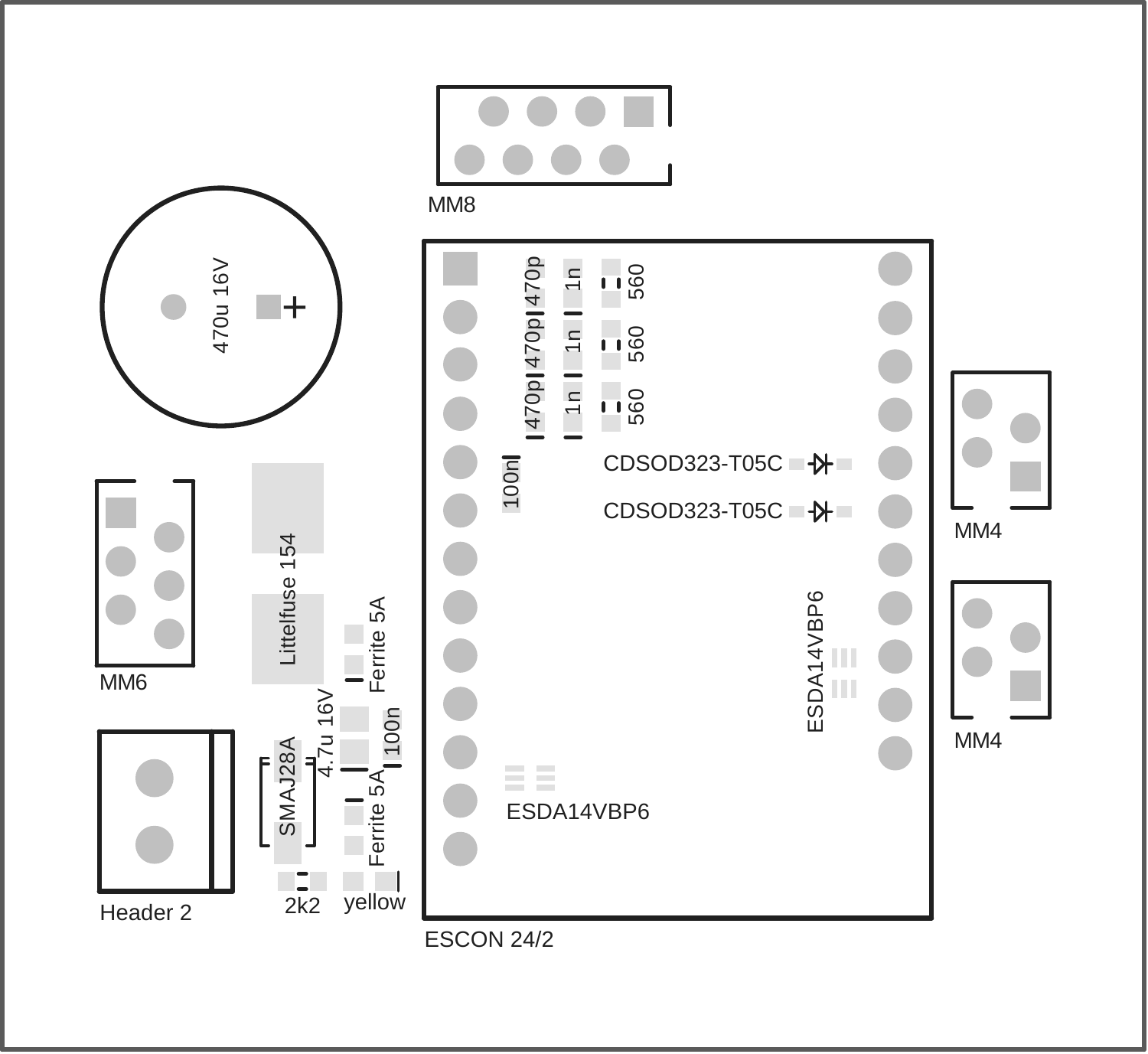MM8

470u 16V

+

MM6

Littelfuse 154

Ferrite 5A

4.7u 16V

100n

SMAJ28A

Ferrite 5A

Header 2

2k2

yellow

470p

470p

470p

1n

1n

1n

560

560

560

100n

CDSOD323-T05C

CDSOD323-T05C

ESDA14VBP6

ESDA14VBP6

ESCON 24/2

MM4

MM4